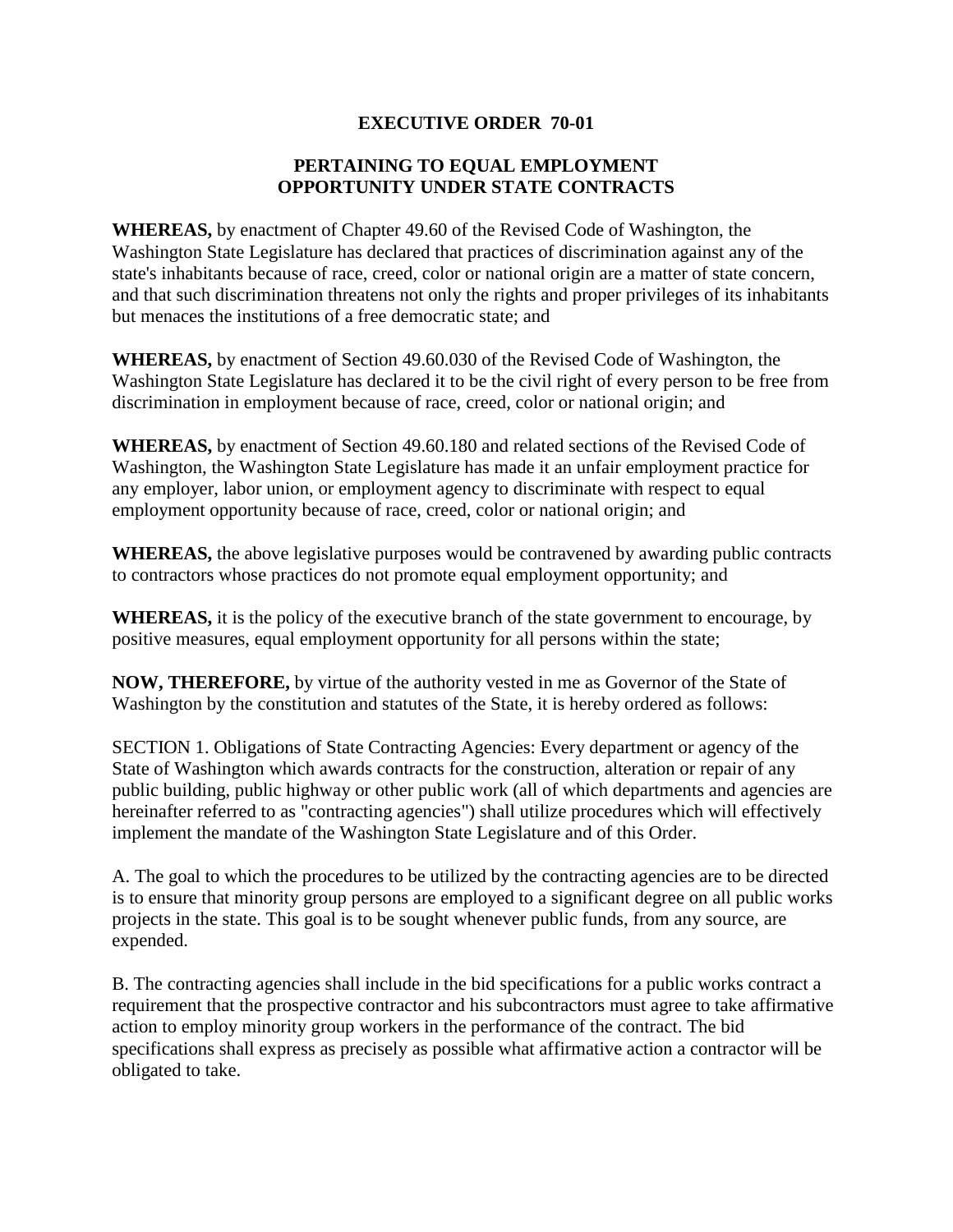# EXECUTIVE ORDER 70-01

## PERTAINING TO EQUAL EMPLOYMENT OPPORTUNITY UNDER STATE CONTRACTS

**WHEREAS,** by enactment of Chapter 49.60 of the Revised Code of Washington, the Washington State Legislature has declared that practices of discrimination against any of the state's inhabitants because of race, creed, color or national origin are a matter of state concern, and that such discrimination threatens not only the rights and proper privileges of its inhabitants but menaces the institutions of a free democratic state; and

**WHEREAS,** by enactment of Section 49.60.030 of the Revised Code of Washington, the Washington State Legislature has declared it to be the civil right of every person to be free from discrimination in employment because of race, creed, color or national origin; and

**WHEREAS,** by enactment of Section 49.60.180 and related sections of the Revised Code of Washington, the Washington State Legislature has made it an unfair employment practice for any employer, labor union, or employment agency to discriminate with respect to equal employment opportunity because of race, creed, color or national origin; and

**WHEREAS,** the above legislative purposes would be contravened by awarding public contracts to contractors whose practices do not promote equal employment opportunity; and

**WHEREAS,** it is the policy of the executive branch of the state government to encourage, by positive measures, equal employment opportunity for all persons within the state;

**NOW, THEREFORE,** by virtue of the authority vested in me as Governor of the State of Washington by the constitution and statutes of the State, it is hereby ordered as follows:

SECTION 1. Obligations of State Contracting Agencies: Every department or agency of the State of Washington which awards contracts for the construction, alteration or repair of any public building, public highway or other public work (all of which departments and agencies are hereinafter referred to as "contracting agencies") shall utilize procedures which will effectively implement the mandate of the Washington State Legislature and of this Order.

A. The goal to which the procedures to be utilized by the contracting agencies are to be directed is to ensure that minority group persons are employed to a significant degree on all public works projects in the state. This goal is to be sought whenever public funds, from any source, are expended.

B. The contracting agencies shall include in the bid specifications for a public works contract a requirement that the prospective contractor and his subcontractors must agree to take affirmative action to employ minority group workers in the performance of the contract. The bid specifications shall express as precisely as possible what affirmative action a contractor will be obligated to take.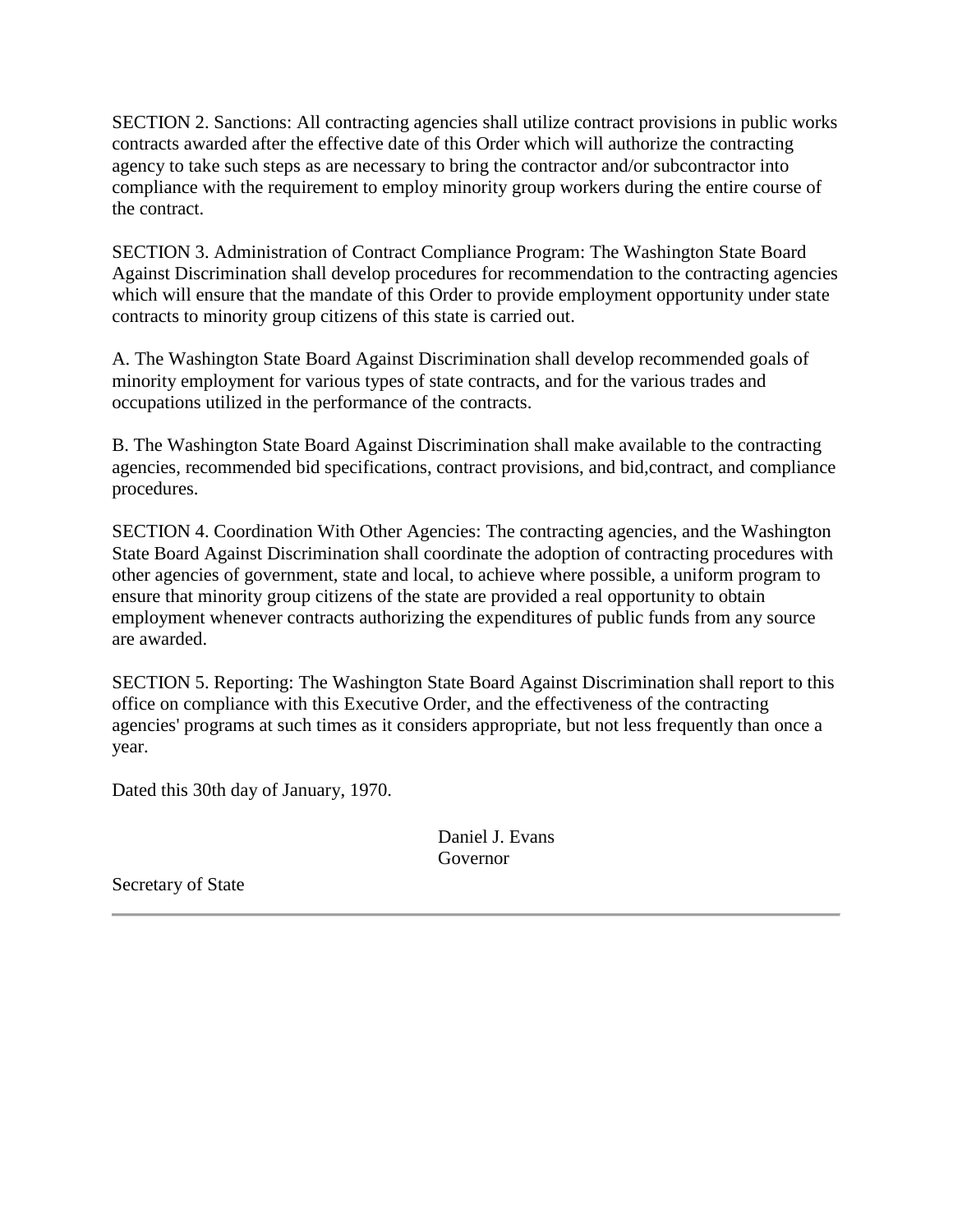SECTION 2. Sanctions: All contracting agencies shall utilize contract provisions in public works contracts awarded after the effective date of this Order which will authorize the contracting agency to take such steps as are necessary to bring the contractor and/or subcontractor into compliance with the requirement to employ minority group workers during the entire course of the contract.

SECTION 3. Administration of Contract Compliance Program: The Washington State Board Against Discrimination shall develop procedures for recommendation to the contracting agencies which will ensure that the mandate of this Order to provide employment opportunity under state contracts to minority group citizens of this state is carried out.

A. The Washington State Board Against Discrimination shall develop recommended goals of minority employment for various types of state contracts, and for the various trades and occupations utilized in the performance of the contracts.

B. The Washington State Board Against Discrimination shall make available to the contracting agencies, recommended bid specifications, contract provisions, and bid,contract, and compliance procedures.

SECTION 4. Coordination With Other Agencies: The contracting agencies, and the Washington State Board Against Discrimination shall coordinate the adoption of contracting procedures with other agencies of government, state and local, to achieve where possible, a uniform program to ensure that minority group citizens of the state are provided a real opportunity to obtain employment whenever contracts authorizing the expenditures of public funds from any source are awarded.

SECTION 5. Reporting: The Washington State Board Against Discrimination shall report to this office on compliance with this Executive Order, and the effectiveness of the contracting agencies' programs at such times as it considers appropriate, but not less frequently than once a year.

Dated this 30th day of January, 1970.

Daniel J. Evans
Governor

Secretary of State

---